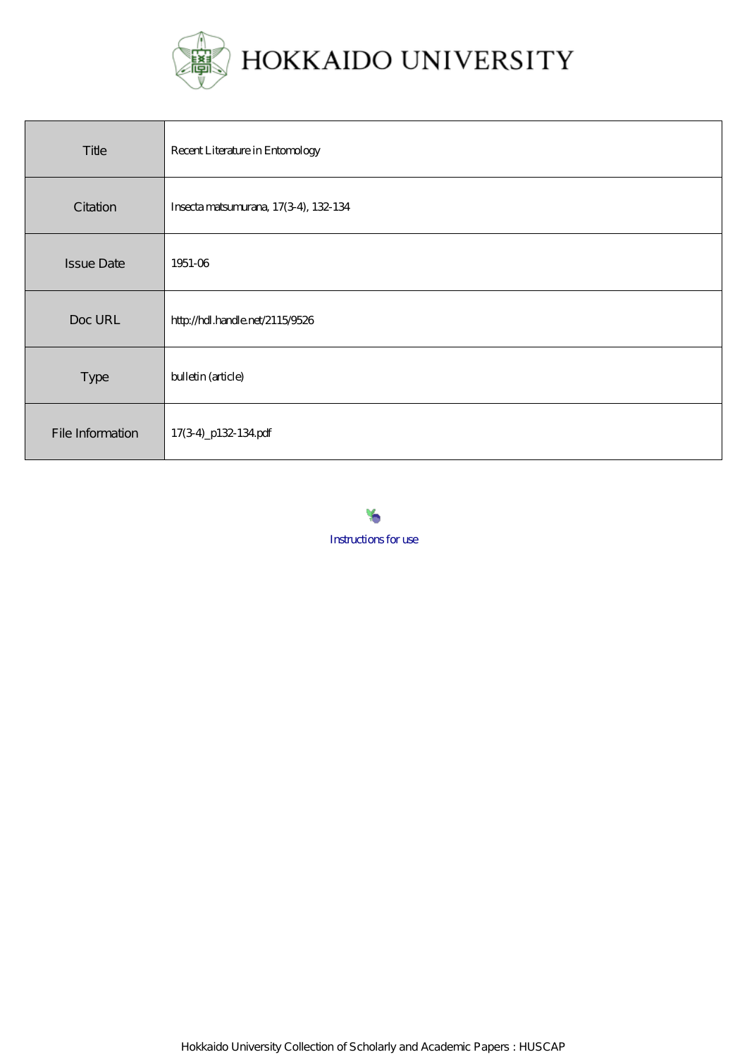HOKKAIDO UNIVERSITY

| | |
|---|---|
| Title | Recent Literature in Entomology |
| Citation | Insecta matsumurana, 17(3-4), 132-134 |
| Issue Date | 1951-06 |
| Doc URL | http://hdl.handle.net/2115/9526 |
| Type | bulletin (article) |
| File Information | 17(3-4)_p132-134.pdf |

Instructions for use

Hokkaido University Collection of Scholarly and Academic Papers : HUSCAP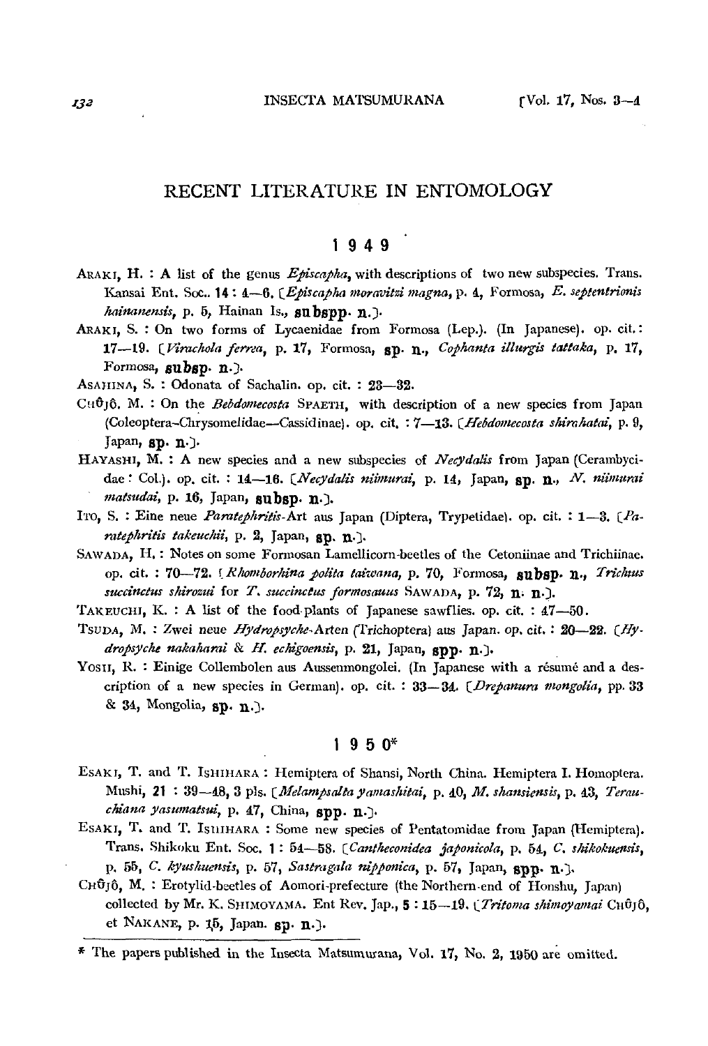# RECENT LITERATURE IN ENTOMOLOGY

## 1949

ARAKI, H. : A list of the genus *Episcapha*, with descriptions of two new subspecies. Trans. Kansai Ent. Soc.. 14 : 4—6. [*Episcapha moravitzi magna*, p. 4, Formosa, *E. septentrionis hainanensis*, p. 5, Hainan Is., **subspp. n.**].

ARAKI, S. : On two forms of Lycaenidae from Formosa (Lep.). (In Japanese). op. cit. : 17—19. [*Virachola ferrea*, p. 17, Formosa, **sp. n.**, *Cophanta illurgis tattaka*, p. 17, Formosa, **subsp. n.**].

ASAHINA, S. : Odonata of Sachalin. op. cit. : 23—32.

CHÛJÔ, M. : On the *Bebdomecosta* SPAETH, with description of a new species from Japan (Coleoptera-Chrysomelidae—Cassidinae). op. cit. : 7—13. [*Hebdomecosta shirahatai*, p. 9, Japan, **sp. n.**].

HAYASHI, M. : A new species and a new subspecies of *Necydalis* from Japan (Cerambycidae : Col.). op. cit. : 14—16. [*Necydalis niimurai*, p. 14, Japan, **sp. n.**, *N. niimurai matsudai*, p. 16, Japan, **subsp. n.**].

ITO, S. : Eine neue *Paratephritis*-Art aus Japan (Diptera, Trypetidae). op. cit. : 1—3. [*Paratephritis takeuchii*, p. 2, Japan, **sp. n.**].

SAWADA, H. : Notes on some Formosan Lamellicorn-beetles of the Cetoniinae and Trichiinae. op. cit. : 70—72. [*Rhomborhina polita taiwana*, p. 70, Formosa, **subsp. n.**, *Trichius succinctus shirozui* for *T. succinctus formosanus* SAWADA, p. 72, **n. n.**].

TAKEUCHI, K. : A list of the food-plants of Japanese sawflies. op. cit. : 47—50.

TSUDA, M. : Zwei neue *Hydropsyche*-Arten (Trichoptera) aus Japan. op. cit. : 20—22. [*Hydropsyche nakaharai* & *H. echigoensis*, p. 21, Japan, **spp. n.**].

YOSII, R. : Einige Collembolen aus Aussenmongolei. (In Japanese with a résumé and a description of a new species in German). op. cit. : 33—34. [*Drepanura mongolia*, pp. 33 & 34, Mongolia, **sp. n.**].

## 1950*

ESAKI, T. and T. ISHIHARA : Hemiptera of Shansi, North China. Hemiptera I. Homoptera. Mushi, 21 : 39—48, 3 pls. [*Melampsalta yamashitai*, p. 40, *M. shansiensis*, p. 43, *Terauchiana yasumatsui*, p. 47, China, **spp. n.**].

ESAKI, T. and T. ISHIHARA : Some new species of Pentatomidae from Japan (Hemiptera). Trans. Shikoku Ent. Soc. 1 : 54—58. [*Cantheconidea japonicola*, p. 54, *C. shikokuensis*, p. 55, *C. kyushuensis*, p. 57, *Sastragala nipponica*, p. 57, Japan, **spp. n.**].

CHÛJÔ, M. : Erotylid-beetles of Aomori-prefecture (the Northern-end of Honshu, Japan) collected by Mr. K. SHIMOYAMA. Ent Rev. Jap., 5 : 15—19. [*Tritoma shimoyamai* CHÛJÔ, et NAKANE, p. 15, Japan. **sp. n.**].

---

\* The papers published in the Insecta Matsumurana, Vol. 17, No. 2, 1950 are omitted.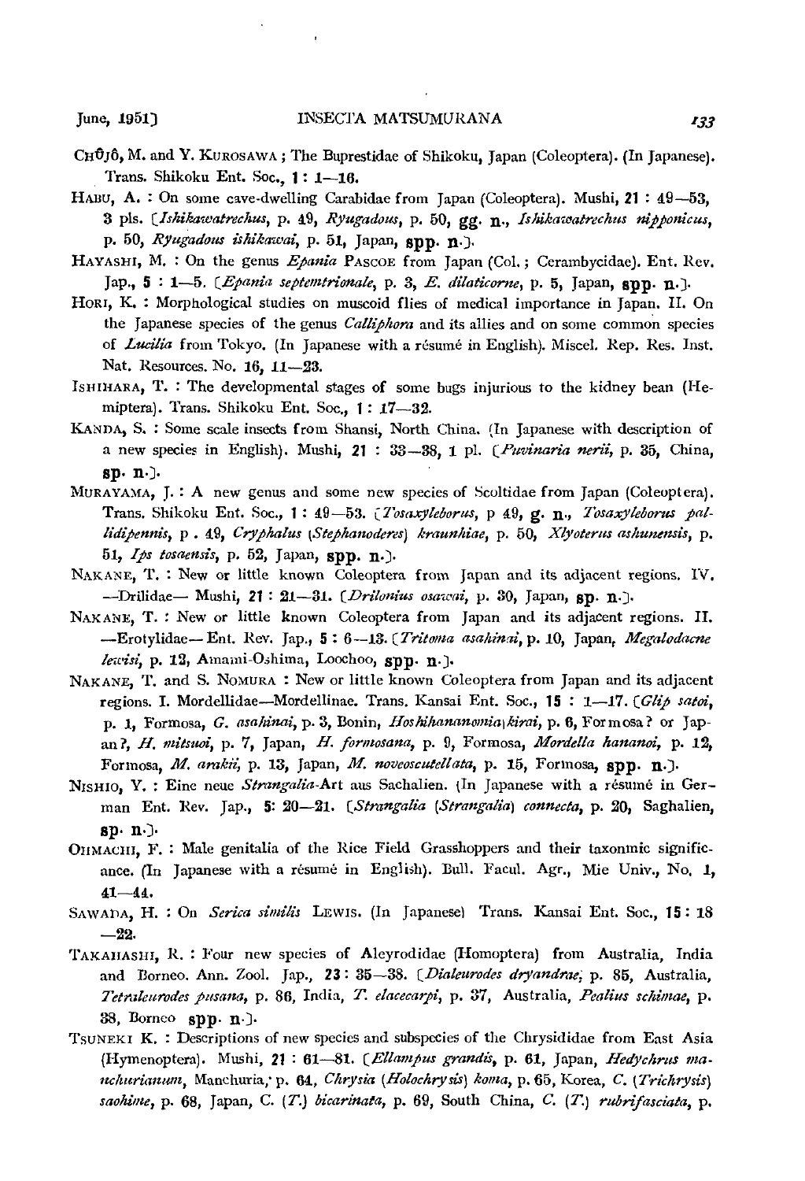CHÛJÔ, M. and Y. KUROSAWA ; The Buprestidae of Shikoku, Japan (Coleoptera). (In Japanese). Trans. Shikoku Ent. Soc., **1** : 1—16.

HABU, A. : On some cave-dwelling Carabidae from Japan (Coleoptera). Mushi, **21** : 49—53, 3 pls. [*Ishikawatrechus*, p. 49, *Ryugadous*, p. 50, **gg. n.**, *Ishikawatrechus nipponicus*, p. 50, *Ryugadous ishikawai*, p. 51, Japan, **spp. n.**].

HAYASHI, M. : On the genus *Epania* PASCOE from Japan (Col. ; Cerambycidae). Ent. Rev. Jap., **5** : 1—5. [*Epania septemtrionale*, p. 3, *E. dilaticorne*, p. 5, Japan, **spp. n.**].

HORI, K. : Morphological studies on muscoid flies of medical importance in Japan. II. On the Japanese species of the genus *Calliphora* and its allies and on some common species of *Lucilia* from Tokyo. (In Japanese with a résumé in English). Miscel. Rep. Res. Inst. Nat. Resources. No. **16**, 11—23.

ISHIHARA, T. : The developmental stages of some bugs injurious to the kidney bean (Hemiptera). Trans. Shikoku Ent. Soc., **1** : 17—32.

KANDA, S. : Some scale insects from Shansi, North China. (In Japanese with description of a new species in English). Mushi, **21** : 33—38, 1 pl. [*Puvinaria nerii*, p. 35, China, **sp. n.**].

MURAYAMA, J. : A new genus and some new species of Scoltidae from Japan (Coleoptera). Trans. Shikoku Ent. Soc., **1** : 49—53. [*Tosaxyleborus*, p 49, **g. n.**, *Tosaxyleborus pallidipennis*, p . 49, *Cryphalus* (*Stephanoderes*) *kraunhiae*, p. 50, *Xlyoterus ashunensis*, p. 51, *Ips tosaensis*, p. 52, Japan, **spp. n.**].

NAKANE, T. : New or little known Coleoptera from Japan and its adjacent regions. IV. —Drilidae— Mushi, **21** : 21—31. [*Drilonius osawai*, p. 30, Japan, **sp. n.**].

NAKANE, T. : New or little known Coleoptera from Japan and its adjacent regions. II. —Erotylidae— Ent. Rev. Jap., **5** : 6—13. [*Tritoma asahinai*, p. 10, Japan, *Megalodacne lewisi*, p. 12, Amami-Oshima, Loochoo, **spp. n.**].

NAKANE, T. and S. NOMURA : New or little known Coleoptera from Japan and its adjacent regions. I. Mordellidae—Mordellinae. Trans. Kansai Ent. Soc., **15** : 1—17. [*Glip satoi*, p. 1, Formosa, *G. asahinai*, p. 3, Bonin, *Hoshihananomia kirai*, p. 6, Formosa? or Japan?, *H. mitsuoi*, p. 7, Japan, *H. formosana*, p. 9, Formosa, *Mordella hananoi*, p. 12, Formosa, *M. arakii*, p. 13, Japan, *M. noveoscutellata*, p. 15, Formosa, **spp. n.**].

NISHIO, Y. : Eine neue *Strangalia*-Art aus Sachalien. (In Japanese with a résumé in German Ent. Rev. Jap., **5**: 20—21. [*Strangalia* (*Strangalia*) *connecta*, p. 20, Saghalien, **sp. n.**].

OHMACHI, F. : Male genitalia of the Rice Field Grasshoppers and their taxonmic significance. (In Japanese with a résumé in English). Bull. Facul. Agr., Mie Univ., No. **1**, 41—44.

SAWADA, H. : On *Serica similis* LEWIS. (In Japanese) Trans. Kansai Ent. Soc., **15** : 18—22.

TAKAHASHI, R. : Four new species of Aleyrodidae (Homoptera) from Australia, India and Borneo. Ann. Zool. Jap., **23** : 35—38. [*Dialeurodes dryandrae*, p. 85, Australia, *Tetraleurodes pusana*, p. 86, India, *T. elacecarpi*, p. 37, Australia, *Pealius schimae*, p. 38, Borneo **spp. n.**].

TSUNEKI K. : Descriptions of new species and subspecies of the Chrysididae from East Asia (Hymenoptera). Mushi, **21** : 61—81. [*Ellampus grandis*, p. 61, Japan, *Hedychrus manchurianum*, Manchuria, p. 64, *Chrysia* (*Holochrysis*) *koma*, p. 65, Korea, *C.* (*Trichrysis*) *saohime*, p. 68, Japan, C. (*T.*) *bicarinata*, p. 69, South China, *C.* (*T.*) *rubrifasciata*, p.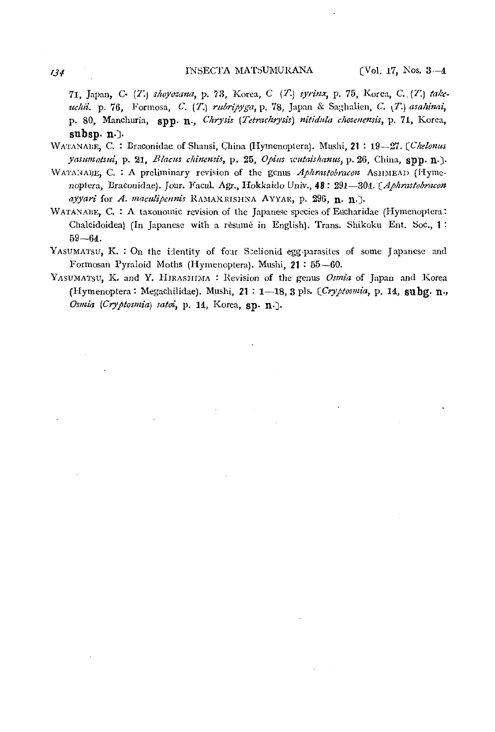71, Japan, C. (*T.*) *shoyozana*, p. 73, Korea, C (*T.*) *syrinx*, p. 75, Korea, C. (*T.*) *takeuchii*. p. 76, Formosa, *C.* (*T.*) *rubripyga*, p. 78, Japan & Saghalien, *C.* (*T.*) *asahinai*, p. 80, Manchuria, **spp. n.**, *Chrysis* (*Tetrachrysis*) *nitidula chosenensis*, p. 71, Korea, **subsp. n.**].

WATANABE, C. : Braconidae of Shansi, China (Hymenoptera). Mushi, **21** : 19—27. [*Chelonus yasumatsui*, p. 21, *Blacus chinensis*, p. 25, *Opius wutaishanus*, p. 26, China, **spp. n.**].

WATANABE, C. : A preliminary revision of the genus *Aphrastobracon* ASHMEAD (Hymenoptera, Braconidae). Jour. Facul. Agr., Hokkaido Univ., **48** : 291—304. [*Aphrastobracon ayyari* for *A. maculipennis* RAMAKRISHNA AYYAR, p. 296, **n. n.**].

WATANABE, C. : A taxonomic revision of the Japanese species of Eucharidae (Hymenoptera : Chalcidoidea) (In Japanese with a rèsumè in English). Trans. Shikoku Ent. Soc., **1** : 59—64.

YASUMATSU, K. : On the identity of four Scelionid egg-parasites of some Japanese and Formosan Pyraloid Moths (Hymenoptera). Mushi, **21** : 55—60.

YASUMATSU, K. and Y. HIRASHIMA : Revision of the genus *Osmia* of Japan and Korea (Hymenoptera : Megachilidae). Mushi, **21** : 1—18, 3 pls. [*Cryptosmia*, p. 14, **subg. n.**, *Osmia* (*Cryptosmia*) *satoi*, p. 14, Korea, **sp. n.**].